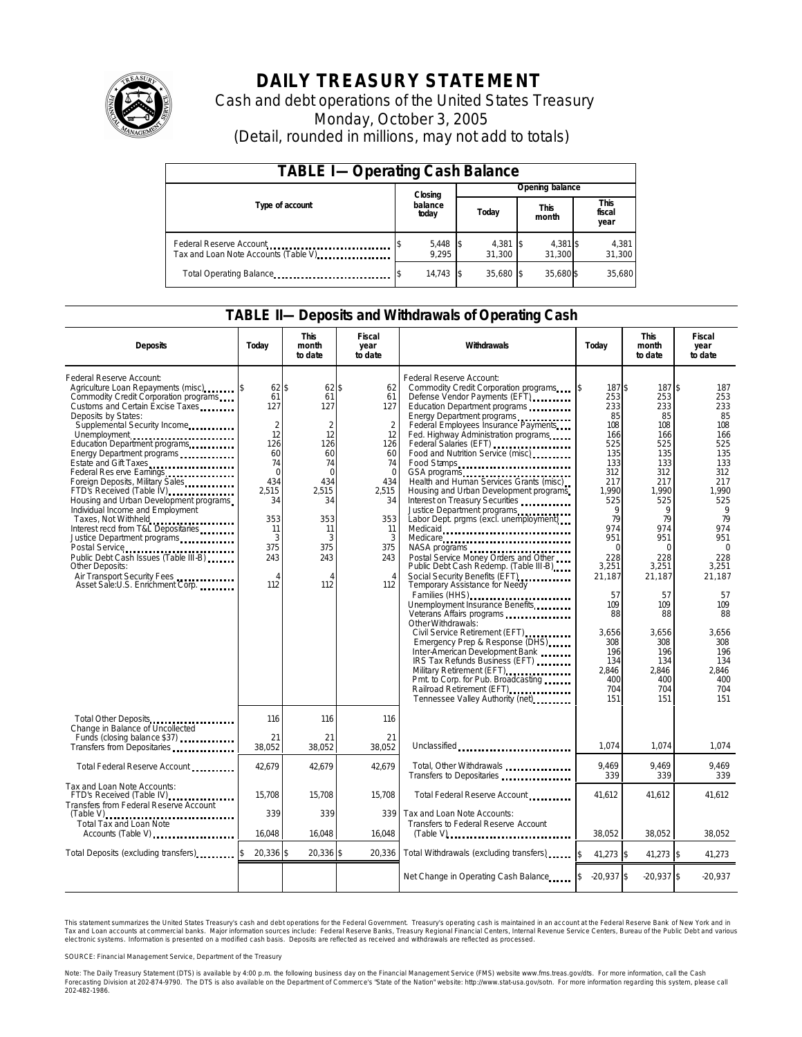# DAILY TREASURY STATEMENT

Cash and debt operations of the United States Treasury

Monday, October 3, 2005

(Detail, rounded in millions, may not add to totals)

| TABLE I—Operating Cash Balance | | | | |
|---|---|---|---|---|
| Type of account | Closing balance today | Opening balance | | |
| | | Today | This month | This fiscal year |
| Federal Reserve Account | $ 5,448 | $ 4,381 | $ 4,381 | $ 4,381 |
| Tax and Loan Note Accounts (Table V) | 9,295 | 31,300 | 31,300 | 31,300 |
| Total Operating Balance | $ 14,743 | $ 35,680 | $ 35,680 | $ 35,680 |

## TABLE II—Deposits and Withdrawals of Operating Cash

| Deposits | Today | This month to date | Fiscal year to date | Withdrawals | Today | This month to date | Fiscal year to date |
|---|---|---|---|---|---|---|---|
| Federal Reserve Account: | | | | Federal Reserve Account: | | | |
| Agriculture Loan Repayments (misc) | $ 62 | $ 62 | $ 62 | Commodity Credit Corporation programs | $ 187 | $ 187 | $ 187 |
| Commodity Credit Corporation programs | 61 | 61 | 61 | Defense Vendor Payments (EFT) | 253 | 253 | 253 |
| Customs and Certain Excise Taxes | 127 | 127 | 127 | Education Department programs | 233 | 233 | 233 |
| Deposits by States: | | | | Energy Department programs | 85 | 85 | 85 |
| Supplemental Security Income | 2 | 2 | 2 | Federal Employees Insurance Payments | 108 | 108 | 108 |
| Unemployment | 12 | 12 | 12 | Fed. Highway Administration programs | 166 | 166 | 166 |
| Education Department programs | 126 | 126 | 126 | Federal Salaries (EFT) | 525 | 525 | 525 |
| Energy Department programs | 60 | 60 | 60 | Food and Nutrition Service (misc) | 135 | 135 | 135 |
| Estate and Gift Taxes | 74 | 74 | 74 | Food Stamps | 133 | 133 | 133 |
| Federal Reserve Earnings | 0 | 0 | 0 | GSA programs | 312 | 312 | 312 |
| Foreign Deposits, Military Sales | 434 | 434 | 434 | Health and Human Services Grants (misc) | 217 | 217 | 217 |
| FTD's Received (Table IV) | 2,515 | 2,515 | 2,515 | Housing and Urban Development programs | 1,990 | 1,990 | 1,990 |
| Housing and Urban Development programs | 34 | 34 | 34 | Interest on Treasury Securities | 525 | 525 | 525 |
| Individual Income and Employment | | | | Justice Department programs | 9 | 9 | 9 |
| Taxes, Not Withheld | 353 | 353 | 353 | Labor Dept. prgms (excl. unemployment) | 79 | 79 | 79 |
| Interest recd from T&L Depositaries | 11 | 11 | 11 | Medicaid | 974 | 974 | 974 |
| Justice Department programs | 3 | 3 | 3 | Medicare | 951 | 951 | 951 |
| Postal Service | 375 | 375 | 375 | NASA programs | 0 | 0 | 0 |
| Public Debt Cash Issues (Table III-B) | 243 | 243 | 243 | Postal Service Money Orders and Other | 228 | 228 | 228 |
| Other Deposits: | | | | Public Debt Cash Redemp. (Table III-B) | 3,251 | 3,251 | 3,251 |
| Air Transport Security Fees | 4 | 4 | 4 | Social Security Benefits (EFT) | 21,187 | 21,187 | 21,187 |
| Asset Sale:U.S. Enrichment Corp. | 112 | 112 | 112 | Temporary Assistance for Needy Families (HHS) | 57 | 57 | 57 |
| | | | | Unemployment Insurance Benefits | 109 | 109 | 109 |
| | | | | Veterans Affairs programs | 88 | 88 | 88 |
| | | | | Other Withdrawals: | | | |
| | | | | Civil Service Retirement (EFT) | 3,656 | 3,656 | 3,656 |
| | | | | Emergency Prep & Response (DHS) | 308 | 308 | 308 |
| | | | | Inter-American Development Bank | 196 | 196 | 196 |
| | | | | IRS Tax Refunds Business (EFT) | 134 | 134 | 134 |
| | | | | Military Retirement (EFT) | 2,846 | 2,846 | 2,846 |
| | | | | Pmt. to Corp. for Pub. Broadcasting | 400 | 400 | 400 |
| | | | | Railroad Retirement (EFT) | 704 | 704 | 704 |
| | | | | Tennessee Valley Authority (net) | 151 | 151 | 151 |
| Total Other Deposits | 116 | 116 | 116 | | | | |
| Change in Balance of Uncollected Funds (closing balance $37) | 21 | 21 | 21 | | | | |
| Transfers from Depositaries | 38,052 | 38,052 | 38,052 | Unclassified | 1,074 | 1,074 | 1,074 |
| Total Federal Reserve Account | 42,679 | 42,679 | 42,679 | Total, Other Withdrawals | 9,469 | 9,469 | 9,469 |
| | | | | Transfers to Depositaries | 339 | 339 | 339 |
| Tax and Loan Note Accounts: | | | | | | | |
| FTD's Received (Table IV) | 15,708 | 15,708 | 15,708 | Total Federal Reserve Account | 41,612 | 41,612 | 41,612 |
| Transfers from Federal Reserve Account (Table V) | 339 | 339 | 339 | Tax and Loan Note Accounts: | | | |
| Total Tax and Loan Note Accounts (Table V) | 16,048 | 16,048 | 16,048 | Transfers to Federal Reserve Account (Table V) | 38,052 | 38,052 | 38,052 |
| Total Deposits (excluding transfers) | $ 20,336 | $ 20,336 | $ 20,336 | Total Withdrawals (excluding transfers) | $ 41,273 | $ 41,273 | $ 41,273 |
| | | | | Net Change in Operating Cash Balance | $ -20,937 | $ -20,937 | $ -20,937 |

This statement summarizes the United States Treasury's cash and debt operations for the Federal Government. Treasury's operating cash is maintained in an account at the Federal Reserve Bank of New York and in Tax and Loan accounts at commercial banks. Major information sources include: Federal Reserve Banks, Treasury Regional Financial Centers, Internal Revenue Service Centers, Bureau of the Public Debt and various electronic systems. Information is presented on a modified cash basis. Deposits are reflected as received and withdrawals are reflected as processed.

SOURCE: Financial Management Service, Department of the Treasury

Note: The Daily Treasury Statement (DTS) is available by 4:00 p.m. the following business day on the Financial Management Service (FMS) website www.fms.treas.gov/dts. For more information, call the Cash Forecasting Division at 202-874-9790. The DTS is also available on the Department of Commerce's "State of the Nation" website: http://www.stat-usa.gov/sotn. For more information regarding this system, please call 202-482-1986.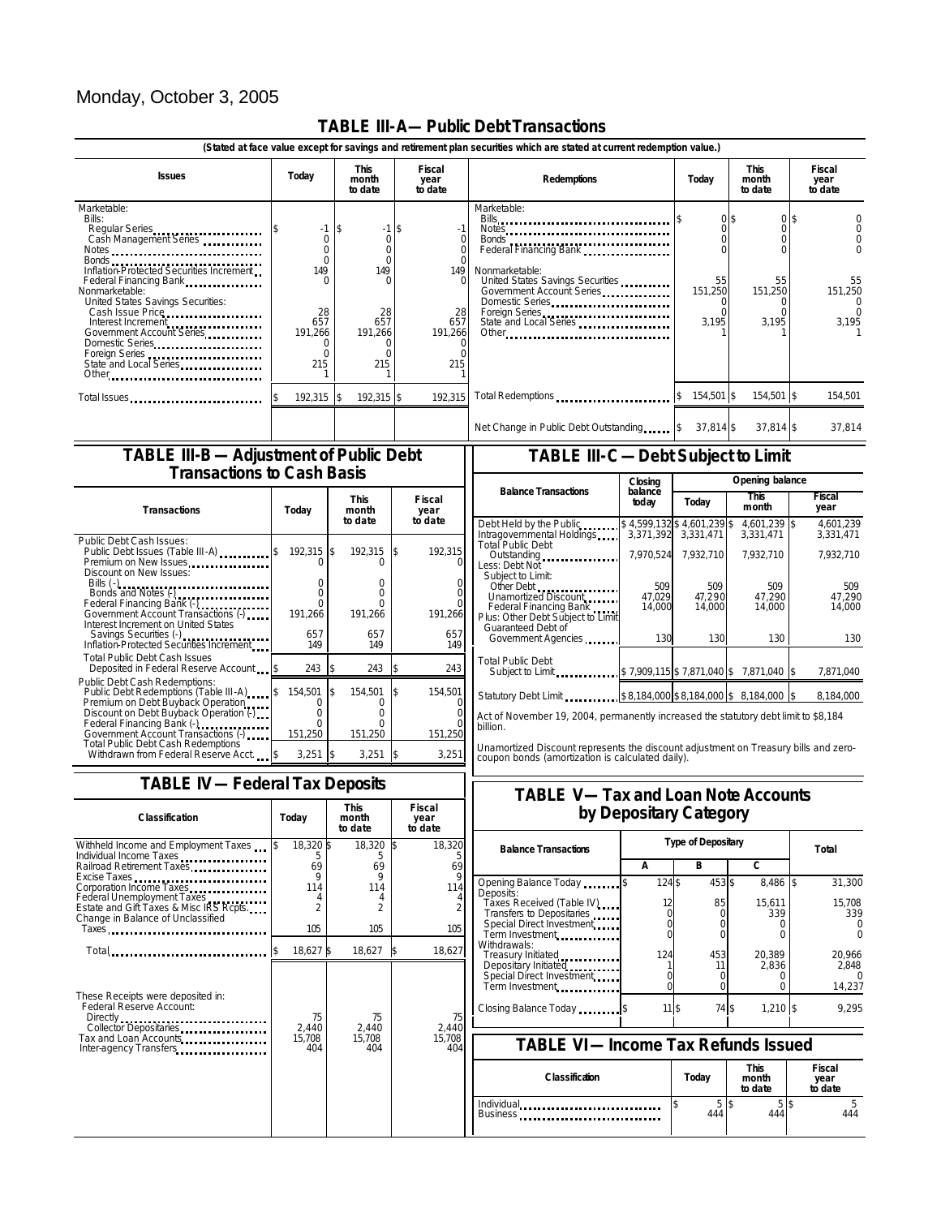Monday, October 3, 2005

## TABLE III-A — Public Debt Transactions

(Stated at face value except for savings and retirement plan securities which are stated at current redemption value.)

| Issues | Today | This month to date | Fiscal year to date | Redemptions | Today | This month to date | Fiscal year to date |
|---|---|---|---|---|---|---|---|
| Marketable: | | | | Marketable: | | | |
| Bills: | | | | Bills | $ 0 | $ 0 | $ 0 |
| Regular Series | $ -1 | $ -1 | $ -1 | Notes | 0 | 0 | 0 |
| Cash Management Series | 0 | 0 | 0 | Bonds | 0 | 0 | 0 |
| Notes | 0 | 0 | 0 | Federal Financing Bank | 0 | 0 | 0 |
| Bonds | 0 | 0 | 0 | | | | |
| Inflation-Protected Securities Increment | 149 | 149 | 149 | Nonmarketable: | | | |
| Federal Financing Bank | 0 | 0 | 0 | United States Savings Securities | 55 | 55 | 55 |
| Nonmarketable: | | | | Government Account Series | 151,250 | 151,250 | 151,250 |
| United States Savings Securities: | | | | Domestic Series | 0 | 0 | 0 |
| Cash Issue Price | 28 | 28 | 28 | Foreign Series | 0 | 0 | 0 |
| Interest Increment | 657 | 657 | 657 | State and Local Series | 3,195 | 3,195 | 3,195 |
| Government Account Series | 191,266 | 191,266 | 191,266 | Other | 1 | 1 | 1 |
| Domestic Series | 0 | 0 | 0 | | | | |
| Foreign Series | 0 | 0 | 0 | | | | |
| State and Local Series | 215 | 215 | 215 | | | | |
| Other | 1 | 1 | 1 | | | | |
| Total Issues | $ 192,315 | $ 192,315 | $ 192,315 | Total Redemptions | $ 154,501 | $ 154,501 | $ 154,501 |
| | | | | Net Change in Public Debt Outstanding | $ 37,814 | $ 37,814 | $ 37,814 |

## TABLE III-B — Adjustment of Public Debt Transactions to Cash Basis

| Transactions | Today | This month to date | Fiscal year to date |
|---|---|---|---|
| Public Debt Cash Issues: | | | |
| Public Debt Issues (Table III-A) | $ 192,315 | $ 192,315 | $ 192,315 |
| Premium on New Issues | 0 | 0 | 0 |
| Discount on New Issues: | | | |
| Bills (-) | 0 | 0 | 0 |
| Bonds and Notes (-) | 0 | 0 | 0 |
| Federal Financing Bank (-) | 0 | 0 | 0 |
| Government Account Transactions (-) | 191,266 | 191,266 | 191,266 |
| Interest Increment on United States Savings Securities (-) | 657 | 657 | 657 |
| Inflation-Protected Securities Increment | 149 | 149 | 149 |
| Total Public Debt Cash Issues Deposited in Federal Reserve Account | $ 243 | $ 243 | $ 243 |
| Public Debt Cash Redemptions: | | | |
| Public Debt Redemptions (Table III-A) | $ 154,501 | $ 154,501 | $ 154,501 |
| Premium on Debt Buyback Operation | 0 | 0 | 0 |
| Discount on Debt Buyback Operation (-) | 0 | 0 | 0 |
| Federal Financing Bank (-) | 0 | 0 | 0 |
| Government Account Transactions (-) | 151,250 | 151,250 | 151,250 |
| Total Public Debt Cash Redemptions Withdrawn from Federal Reserve Acct. | $ 3,251 | $ 3,251 | $ 3,251 |

## TABLE III-C — Debt Subject to Limit

| Balance Transactions | Closing balance today | Opening balance Today | Opening balance This month | Opening balance Fiscal year |
|---|---|---|---|---|
| Debt Held by the Public | $ 4,599,132 | $ 4,601,239 | $ 4,601,239 | $ 4,601,239 |
| Intragovernmental Holdings | 3,371,392 | 3,331,471 | 3,331,471 | 3,331,471 |
| Total Public Debt Outstanding | 7,970,524 | 7,932,710 | 7,932,710 | 7,932,710 |
| Less: Debt Not Subject to Limit: | | | | |
| Other Debt | 509 | 509 | 509 | 509 |
| Unamortized Discount | 47,029 | 47,290 | 47,290 | 47,290 |
| Federal Financing Bank | 14,000 | 14,000 | 14,000 | 14,000 |
| Plus: Other Debt Subject to Limit | | | | |
| Guaranteed Debt of Government Agencies | 130 | 130 | 130 | 130 |
| Total Public Debt Subject to Limit | $ 7,909,115 | $ 7,871,040 | $ 7,871,040 | $ 7,871,040 |
| Statutory Debt Limit | $ 8,184,000 | $ 8,184,000 | $ 8,184,000 | $ 8,184,000 |

Act of November 19, 2004, permanently increased the statutory debt limit to $8,184 billion.

Unamortized Discount represents the discount adjustment on Treasury bills and zero-coupon bonds (amortization is calculated daily).

## TABLE IV — Federal Tax Deposits

| Classification | Today | This month to date | Fiscal year to date |
|---|---|---|---|
| Withheld Income and Employment Taxes | $ 18,320 | $ 18,320 | $ 18,320 |
| Individual Income Taxes | 5 | 5 | 5 |
| Railroad Retirement Taxes | 69 | 69 | 69 |
| Excise Taxes | 9 | 9 | 9 |
| Corporation Income Taxes | 114 | 114 | 114 |
| Federal Unemployment Taxes | 4 | 4 | 4 |
| Estate and Gift Taxes & Misc IRS Rcpts. | 2 | 2 | 2 |
| Change in Balance of Unclassified Taxes | 105 | 105 | 105 |
| Total | $ 18,627 | $ 18,627 | $ 18,627 |
| These Receipts were deposited in: | | | |
| Federal Reserve Account: | | | |
| Directly | 75 | 75 | 75 |
| Collector Depositaries | 2,440 | 2,440 | 2,440 |
| Tax and Loan Accounts | 15,708 | 15,708 | 15,708 |
| Inter-agency Transfers | 404 | 404 | 404 |

## TABLE V — Tax and Loan Note Accounts by Depositary Category

| Balance Transactions | Type of Depositary A | Type of Depositary B | Type of Depositary C | Total |
|---|---|---|---|---|
| Opening Balance Today | $ 124 | $ 453 | $ 8,486 | $ 31,300 |
| Deposits: | | | | |
| Taxes Received (Table IV) | 12 | 85 | 15,611 | 15,708 |
| Transfers to Depositaries | 0 | 0 | 339 | 339 |
| Special Direct Investment | 0 | 0 | 0 | 0 |
| Term Investment | 0 | 0 | 0 | 0 |
| Withdrawals: | | | | |
| Treasury Initiated | 124 | 453 | 20,389 | 20,966 |
| Depositary Initiated | 1 | 11 | 2,836 | 2,848 |
| Special Direct Investment | 0 | 0 | 0 | 0 |
| Term Investment | 0 | 0 | 0 | 14,237 |
| Closing Balance Today | $ 11 | $ 74 | $ 1,210 | $ 9,295 |

## TABLE VI — Income Tax Refunds Issued

| Classification | Today | This month to date | Fiscal year to date |
|---|---|---|---|
| Individual | $ 5 | $ 5 | $ 5 |
| Business | 444 | 444 | 444 |